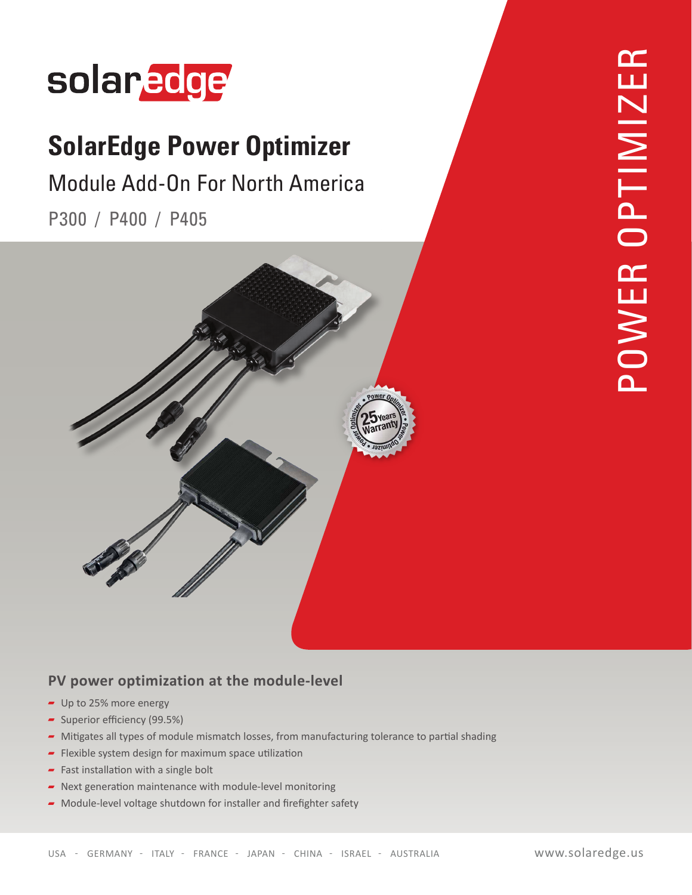solaredge

# SolarEdge Power Optimizer

## Module Add-On For North America

P300 / P400 / P405

POWER OPTIMIZER

### PV power optimization at the module-level

- Up to 25% more energy
- Superior efficiency (99.5%)
- Mitigates all types of module mismatch losses, from manufacturing tolerance to partial shading
- Flexible system design for maximum space utilization
- Fast installation with a single bolt
- Next generation maintenance with module-level monitoring
- Module-level voltage shutdown for installer and firefighter safety

USA - GERMANY - ITALY - FRANCE - JAPAN - CHINA - ISRAEL - AUSTRALIA

www.solaredge.us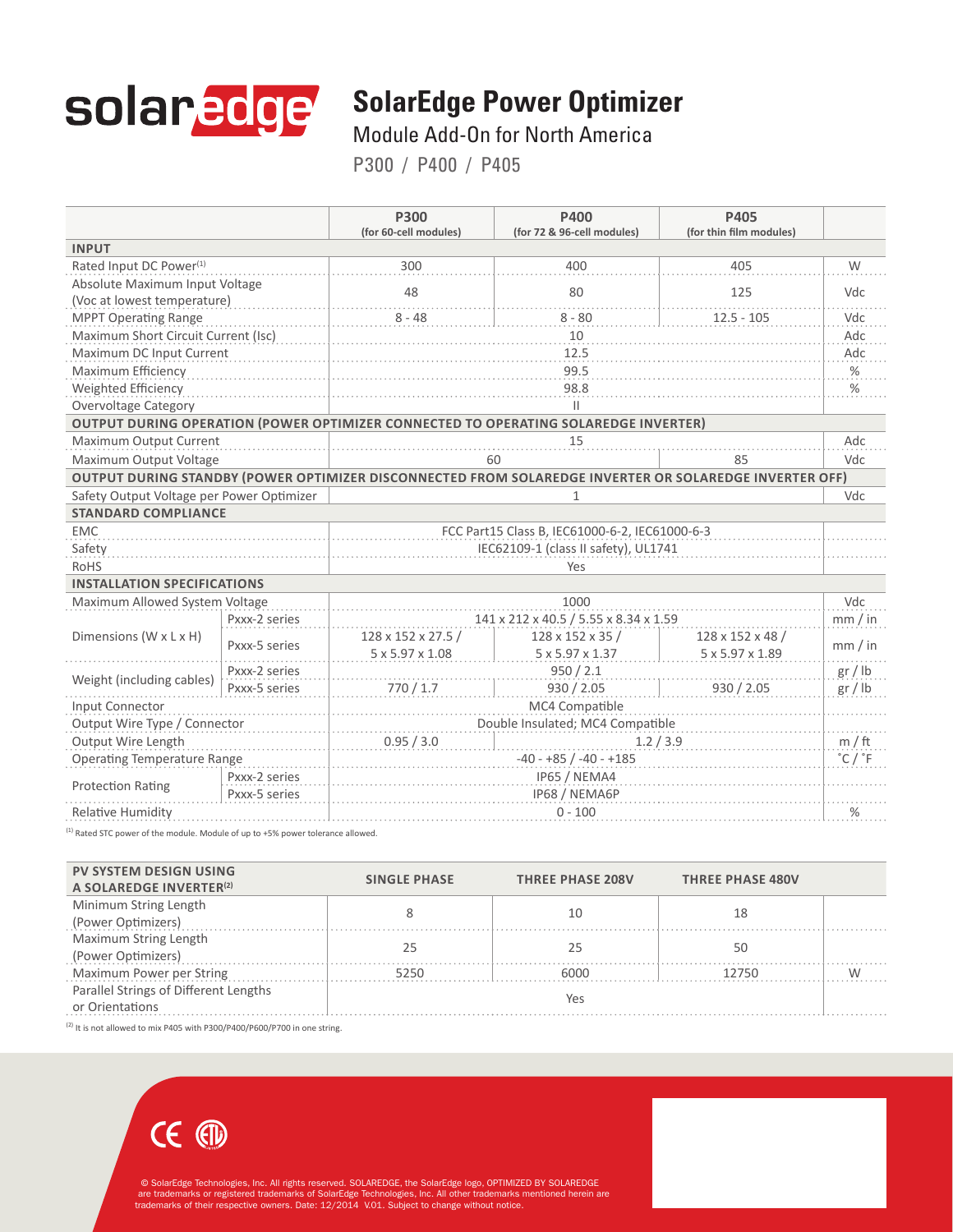# SolarEdge Power Optimizer

## Module Add-On for North America

P300 / P400 / P405

| | | P300 (for 60-cell modules) | P400 (for 72 & 96-cell modules) | P405 (for thin film modules) | |
|---|---|---|---|---|---|
| **INPUT** | | | | | |
| Rated Input DC Power[1] | | 300 | 400 | 405 | W |
| Absolute Maximum Input Voltage (Voc at lowest temperature) | | 48 | 80 | 125 | Vdc |
| MPPT Operating Range | | 8 - 48 | 8 - 80 | 12.5 - 105 | Vdc |
| Maximum Short Circuit Current (Isc) | | 10 | | | Adc |
| Maximum DC Input Current | | 12.5 | | | Adc |
| Maximum Efficiency | | 99.5 | | | % |
| Weighted Efficiency | | 98.8 | | | % |
| Overvoltage Category | | II | | | |
| **OUTPUT DURING OPERATION (POWER OPTIMIZER CONNECTED TO OPERATING SOLAREDGE INVERTER)** | | | | | |
| Maximum Output Current | | 15 | | | Adc |
| Maximum Output Voltage | | 60 | | 85 | Vdc |
| **OUTPUT DURING STANDBY (POWER OPTIMIZER DISCONNECTED FROM SOLAREDGE INVERTER OR SOLAREDGE INVERTER OFF)** | | | | | |
| Safety Output Voltage per Power Optimizer | | 1 | | | Vdc |
| **STANDARD COMPLIANCE** | | | | | |
| EMC | | FCC Part15 Class B, IEC61000-6-2, IEC61000-6-3 | | | |
| Safety | | IEC62109-1 (class II safety), UL1741 | | | |
| RoHS | | Yes | | | |
| **INSTALLATION SPECIFICATIONS** | | | | | |
| Maximum Allowed System Voltage | | 1000 | | | Vdc |
| Dimensions (W x L x H) | Pxxx-2 series | 141 x 212 x 40.5 / 5.55 x 8.34 x 1.59 | | | mm / in |
| | Pxxx-5 series | 128 x 152 x 27.5 / 5 x 5.97 x 1.08 | 128 x 152 x 35 / 5 x 5.97 x 1.37 | 128 x 152 x 48 / 5 x 5.97 x 1.89 | mm / in |
| Weight (including cables) | Pxxx-2 series | 950 / 2.1 | | | gr / lb |
| | Pxxx-5 series | 770 / 1.7 | 930 / 2.05 | 930 / 2.05 | gr / lb |
| Input Connector | | MC4 Compatible | | | |
| Output Wire Type / Connector | | Double Insulated; MC4 Compatible | | | |
| Output Wire Length | | 0.95 / 3.0 | 1.2 / 3.9 | | m / ft |
| Operating Temperature Range | | -40 - +85 / -40 - +185 | | | ˚C / ˚F |
| Protection Rating | Pxxx-2 series | IP65 / NEMA4 | | | |
| | Pxxx-5 series | IP68 / NEMA6P | | | |
| Relative Humidity | | 0 - 100 | | | % |

[1] Rated STC power of the module. Module of up to +5% power tolerance allowed.

| PV SYSTEM DESIGN USING A SOLAREDGE INVERTER[2] | SINGLE PHASE | THREE PHASE 208V | THREE PHASE 480V | |
|---|---|---|---|---|
| Minimum String Length (Power Optimizers) | 8 | 10 | 18 | |
| Maximum String Length (Power Optimizers) | 25 | 25 | 50 | |
| Maximum Power per String | 5250 | 6000 | 12750 | W |
| Parallel Strings of Different Lengths or Orientations | Yes | | | |

[2] It is not allowed to mix P405 with P300/P400/P600/P700 in one string.

© SolarEdge Technologies, Inc. All rights reserved. SOLAREDGE, the SolarEdge logo, OPTIMIZED BY SOLAREDGE are trademarks or registered trademarks of SolarEdge Technologies, Inc. All other trademarks mentioned herein are trademarks of their respective owners. Date: 12/2014 V.01. Subject to change without notice.